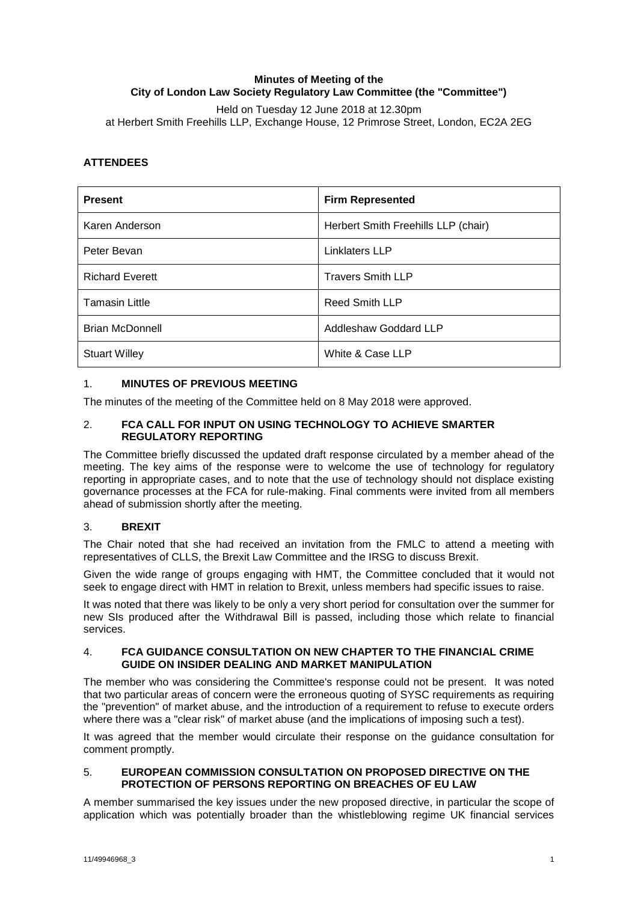**Minutes of Meeting of the**
**City of London Law Society Regulatory Law Committee (the "Committee")**

Held on Tuesday 12 June 2018 at 12.30pm
at Herbert Smith Freehills LLP, Exchange House, 12 Primrose Street, London, EC2A 2EG

**ATTENDEES**

| Present | Firm Represented |
|---|---|
| Karen Anderson | Herbert Smith Freehills LLP (chair) |
| Peter Bevan | Linklaters LLP |
| Richard Everett | Travers Smith LLP |
| Tamasin Little | Reed Smith LLP |
| Brian McDonnell | Addleshaw Goddard LLP |
| Stuart Willey | White & Case LLP |

## 1. MINUTES OF PREVIOUS MEETING

The minutes of the meeting of the Committee held on 8 May 2018 were approved.

## 2. FCA CALL FOR INPUT ON USING TECHNOLOGY TO ACHIEVE SMARTER REGULATORY REPORTING

The Committee briefly discussed the updated draft response circulated by a member ahead of the meeting. The key aims of the response were to welcome the use of technology for regulatory reporting in appropriate cases, and to note that the use of technology should not displace existing governance processes at the FCA for rule-making. Final comments were invited from all members ahead of submission shortly after the meeting.

## 3. BREXIT

The Chair noted that she had received an invitation from the FMLC to attend a meeting with representatives of CLLS, the Brexit Law Committee and the IRSG to discuss Brexit.

Given the wide range of groups engaging with HMT, the Committee concluded that it would not seek to engage direct with HMT in relation to Brexit, unless members had specific issues to raise.

It was noted that there was likely to be only a very short period for consultation over the summer for new SIs produced after the Withdrawal Bill is passed, including those which relate to financial services.

## 4. FCA GUIDANCE CONSULTATION ON NEW CHAPTER TO THE FINANCIAL CRIME GUIDE ON INSIDER DEALING AND MARKET MANIPULATION

The member who was considering the Committee's response could not be present. It was noted that two particular areas of concern were the erroneous quoting of SYSC requirements as requiring the "prevention" of market abuse, and the introduction of a requirement to refuse to execute orders where there was a "clear risk" of market abuse (and the implications of imposing such a test).

It was agreed that the member would circulate their response on the guidance consultation for comment promptly.

## 5. EUROPEAN COMMISSION CONSULTATION ON PROPOSED DIRECTIVE ON THE PROTECTION OF PERSONS REPORTING ON BREACHES OF EU LAW

A member summarised the key issues under the new proposed directive, in particular the scope of application which was potentially broader than the whistleblowing regime UK financial services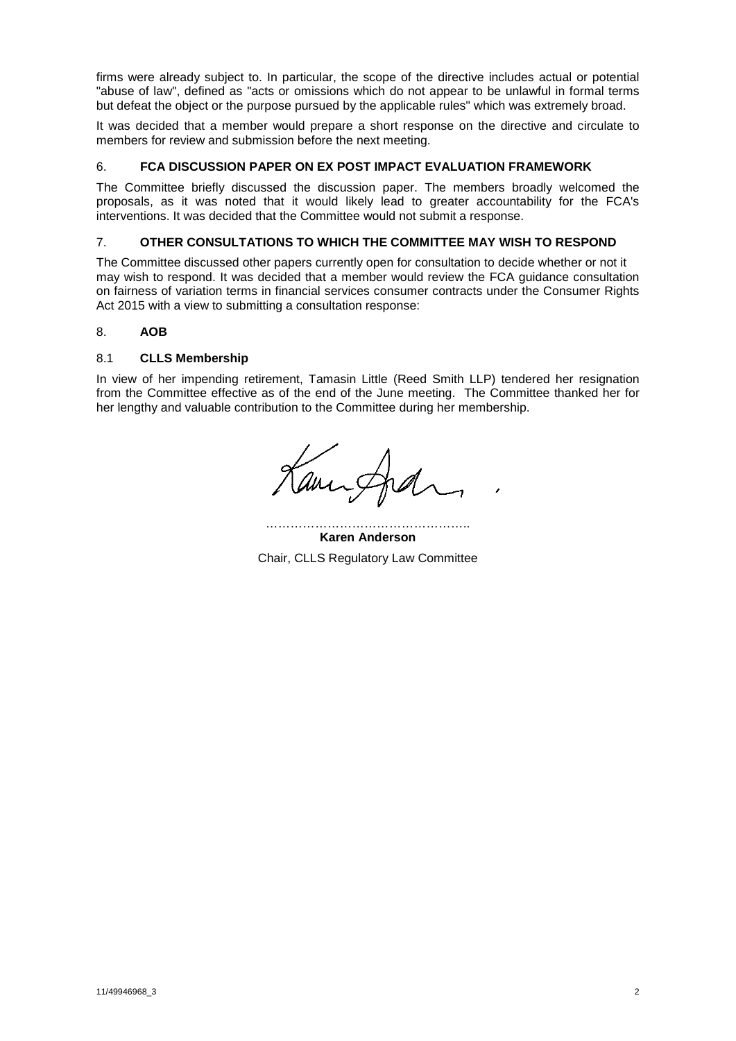firms were already subject to. In particular, the scope of the directive includes actual or potential "abuse of law", defined as "acts or omissions which do not appear to be unlawful in formal terms but defeat the object or the purpose pursued by the applicable rules" which was extremely broad.

It was decided that a member would prepare a short response on the directive and circulate to members for review and submission before the next meeting.

## 6. FCA DISCUSSION PAPER ON EX POST IMPACT EVALUATION FRAMEWORK

The Committee briefly discussed the discussion paper. The members broadly welcomed the proposals, as it was noted that it would likely lead to greater accountability for the FCA's interventions. It was decided that the Committee would not submit a response.

## 7. OTHER CONSULTATIONS TO WHICH THE COMMITTEE MAY WISH TO RESPOND

The Committee discussed other papers currently open for consultation to decide whether or not it may wish to respond. It was decided that a member would review the FCA guidance consultation on fairness of variation terms in financial services consumer contracts under the Consumer Rights Act 2015 with a view to submitting a consultation response:

## 8. AOB

### 8.1 CLLS Membership

In view of her impending retirement, Tamasin Little (Reed Smith LLP) tendered her resignation from the Committee effective as of the end of the June meeting. The Committee thanked her for her lengthy and valuable contribution to the Committee during her membership.

…………………………………………..

**Karen Anderson**

Chair, CLLS Regulatory Law Committee